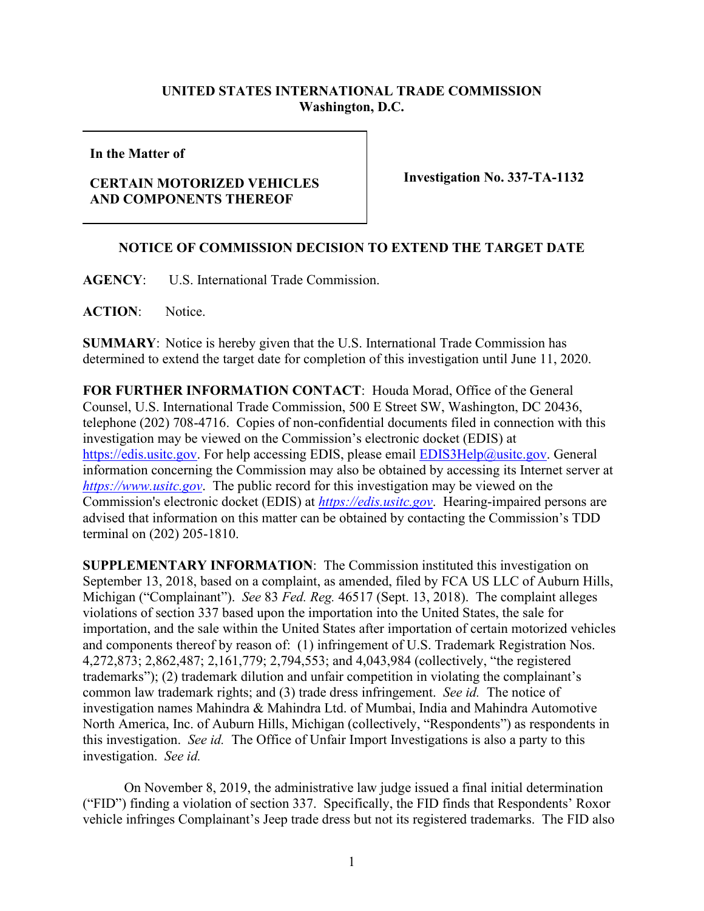**UNITED STATES INTERNATIONAL TRADE COMMISSION**
**Washington, D.C.**

| **In the Matter of** <br><br> **CERTAIN MOTORIZED VEHICLES AND COMPONENTS THEREOF** | **Investigation No. 337-TA-1132** |
|---|---|

**NOTICE OF COMMISSION DECISION TO EXTEND THE TARGET DATE**

**AGENCY**: U.S. International Trade Commission.

**ACTION**: Notice.

**SUMMARY**: Notice is hereby given that the U.S. International Trade Commission has determined to extend the target date for completion of this investigation until June 11, 2020.

**FOR FURTHER INFORMATION CONTACT**: Houda Morad, Office of the General Counsel, U.S. International Trade Commission, 500 E Street SW, Washington, DC 20436, telephone (202) 708-4716. Copies of non-confidential documents filed in connection with this investigation may be viewed on the Commission's electronic docket (EDIS) at https://edis.usitc.gov. For help accessing EDIS, please email EDIS3Help@usitc.gov. General information concerning the Commission may also be obtained by accessing its Internet server at *https://www.usitc.gov*. The public record for this investigation may be viewed on the Commission's electronic docket (EDIS) at *https://edis.usitc.gov*. Hearing-impaired persons are advised that information on this matter can be obtained by contacting the Commission's TDD terminal on (202) 205-1810.

**SUPPLEMENTARY INFORMATION**: The Commission instituted this investigation on September 13, 2018, based on a complaint, as amended, filed by FCA US LLC of Auburn Hills, Michigan ("Complainant"). *See* 83 *Fed. Reg.* 46517 (Sept. 13, 2018). The complaint alleges violations of section 337 based upon the importation into the United States, the sale for importation, and the sale within the United States after importation of certain motorized vehicles and components thereof by reason of: (1) infringement of U.S. Trademark Registration Nos. 4,272,873; 2,862,487; 2,161,779; 2,794,553; and 4,043,984 (collectively, "the registered trademarks"); (2) trademark dilution and unfair competition in violating the complainant's common law trademark rights; and (3) trade dress infringement. *See id.* The notice of investigation names Mahindra & Mahindra Ltd. of Mumbai, India and Mahindra Automotive North America, Inc. of Auburn Hills, Michigan (collectively, "Respondents") as respondents in this investigation. *See id.* The Office of Unfair Import Investigations is also a party to this investigation. *See id.*

On November 8, 2019, the administrative law judge issued a final initial determination ("FID") finding a violation of section 337. Specifically, the FID finds that Respondents' Roxor vehicle infringes Complainant's Jeep trade dress but not its registered trademarks. The FID also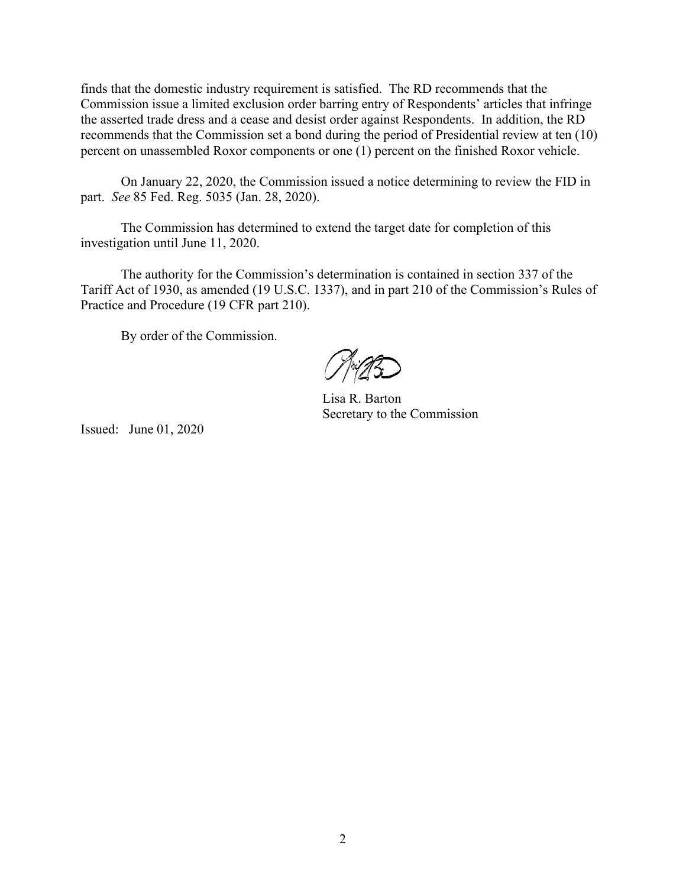finds that the domestic industry requirement is satisfied. The RD recommends that the Commission issue a limited exclusion order barring entry of Respondents' articles that infringe the asserted trade dress and a cease and desist order against Respondents. In addition, the RD recommends that the Commission set a bond during the period of Presidential review at ten (10) percent on unassembled Roxor components or one (1) percent on the finished Roxor vehicle.

On January 22, 2020, the Commission issued a notice determining to review the FID in part. *See* 85 Fed. Reg. 5035 (Jan. 28, 2020).

The Commission has determined to extend the target date for completion of this investigation until June 11, 2020.

The authority for the Commission's determination is contained in section 337 of the Tariff Act of 1930, as amended (19 U.S.C. 1337), and in part 210 of the Commission's Rules of Practice and Procedure (19 CFR part 210).

By order of the Commission.

Lisa R. Barton
Secretary to the Commission

Issued: June 01, 2020